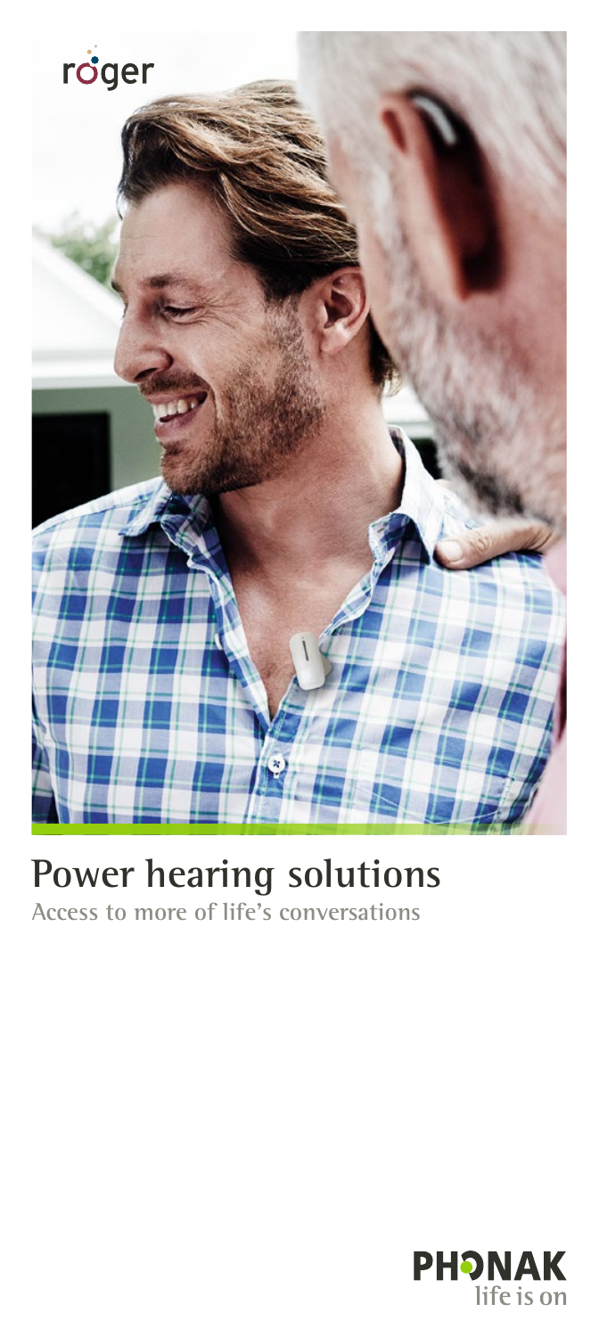roger

# Power hearing solutions

Access to more of life's conversations

PHONAK
life is on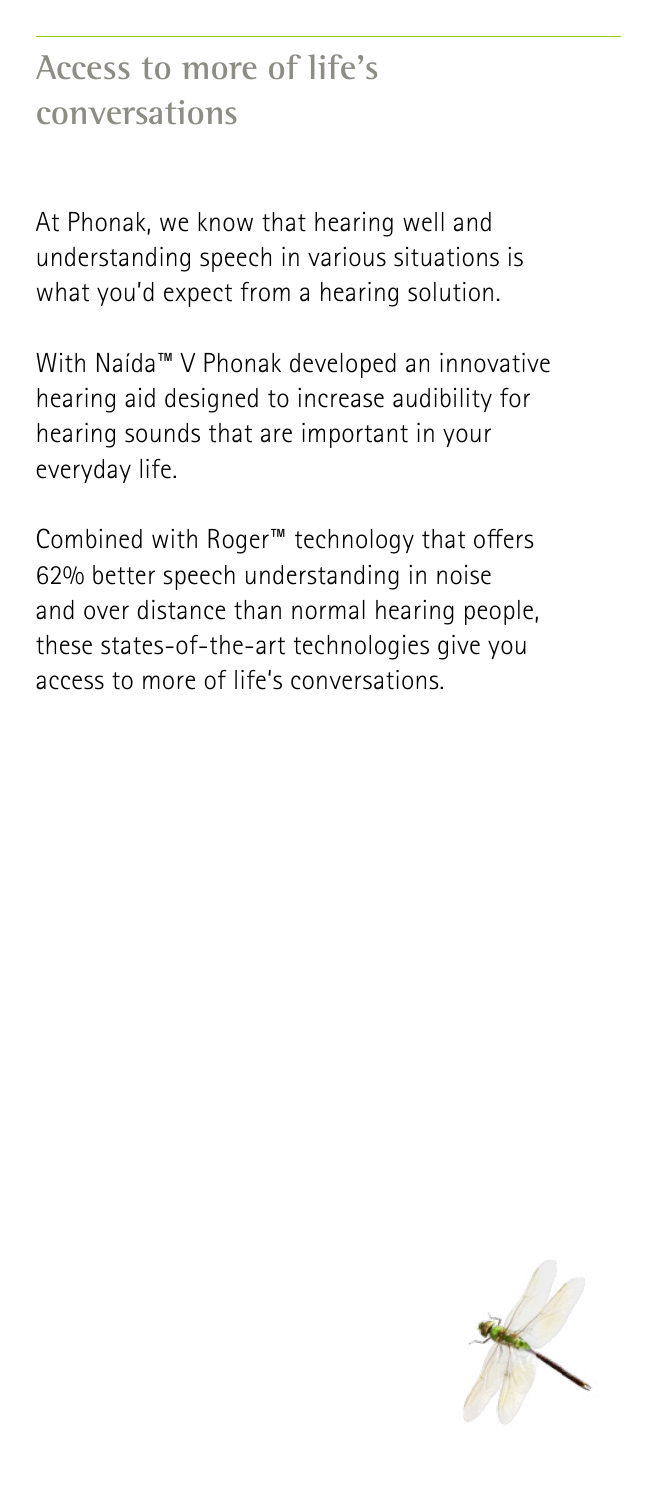## Access to more of life's conversations

At Phonak, we know that hearing well and understanding speech in various situations is what you'd expect from a hearing solution.

With Naída™ V Phonak developed an innovative hearing aid designed to increase audibility for hearing sounds that are important in your everyday life.

Combined with Roger™ technology that offers 62% better speech understanding in noise and over distance than normal hearing people, these states-of-the-art technologies give you access to more of life's conversations.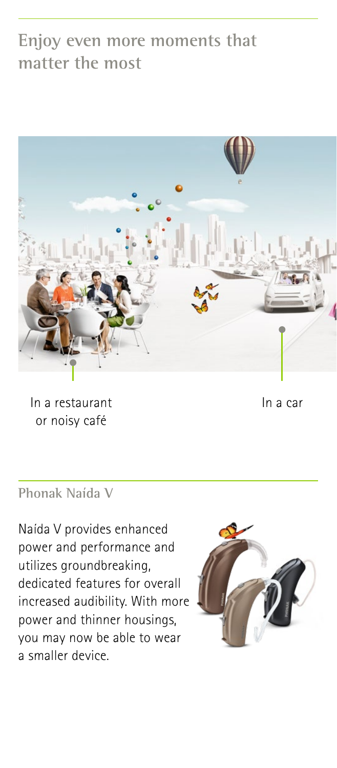## Enjoy even more moments that matter the most

In a restaurant or noisy café

In a car

### Phonak Naída V

Naída V provides enhanced power and performance and utilizes groundbreaking, dedicated features for overall increased audibility. With more power and thinner housings, you may now be able to wear a smaller device.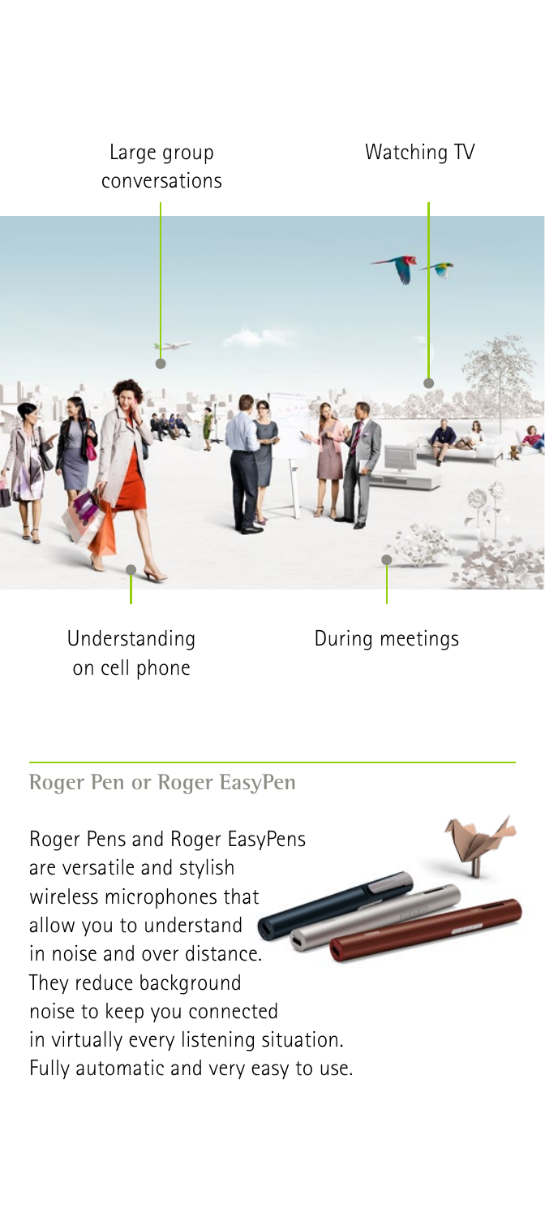Large group conversations

Watching TV

Understanding on cell phone

During meetings

## Roger Pen or Roger EasyPen

Roger Pens and Roger EasyPens are versatile and stylish wireless microphones that allow you to understand in noise and over distance. They reduce background noise to keep you connected in virtually every listening situation. Fully automatic and very easy to use.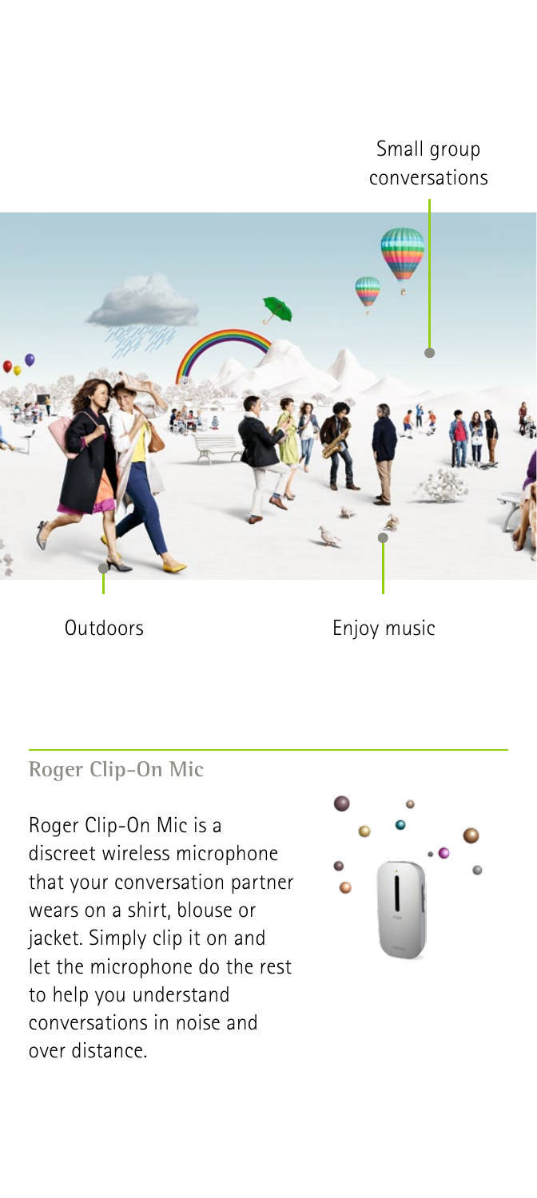Small group conversations

Outdoors

Enjoy music

## Roger Clip-On Mic

Roger Clip-On Mic is a discreet wireless microphone that your conversation partner wears on a shirt, blouse or jacket. Simply clip it on and let the microphone do the rest to help you understand conversations in noise and over distance.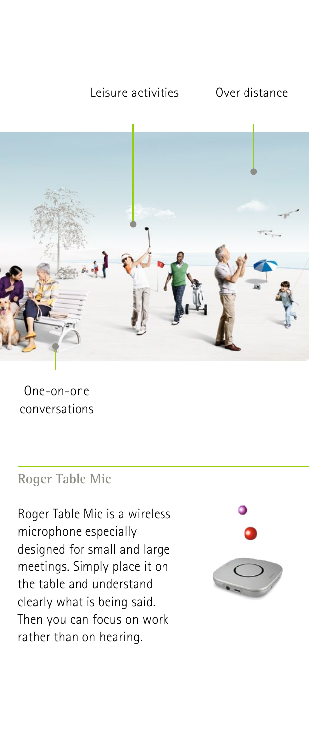Leisure activities

Over distance

One-on-one conversations

## Roger Table Mic

Roger Table Mic is a wireless microphone especially designed for small and large meetings. Simply place it on the table and understand clearly what is being said. Then you can focus on work rather than on hearing.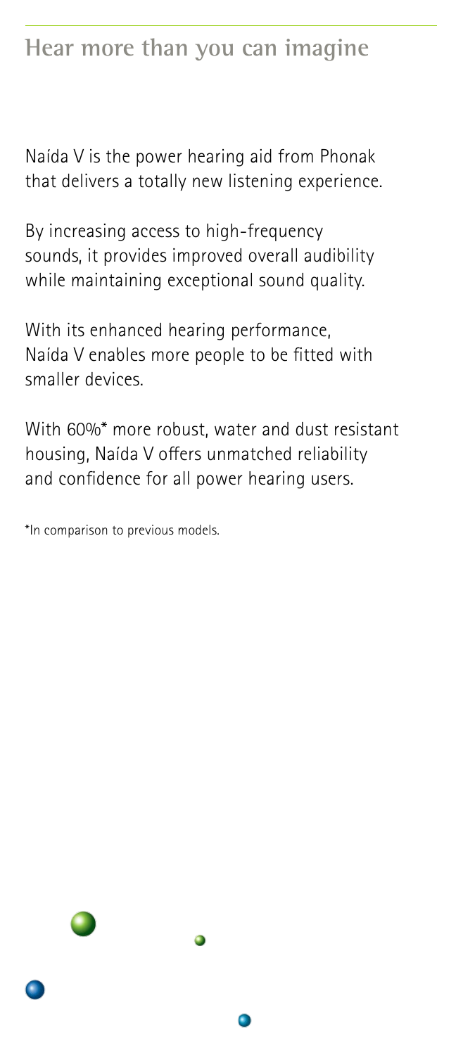## Hear more than you can imagine

Naída V is the power hearing aid from Phonak that delivers a totally new listening experience.

By increasing access to high-frequency sounds, it provides improved overall audibility while maintaining exceptional sound quality.

With its enhanced hearing performance, Naída V enables more people to be fitted with smaller devices.

With 60%* more robust, water and dust resistant housing, Naída V offers unmatched reliability and confidence for all power hearing users.

*In comparison to previous models.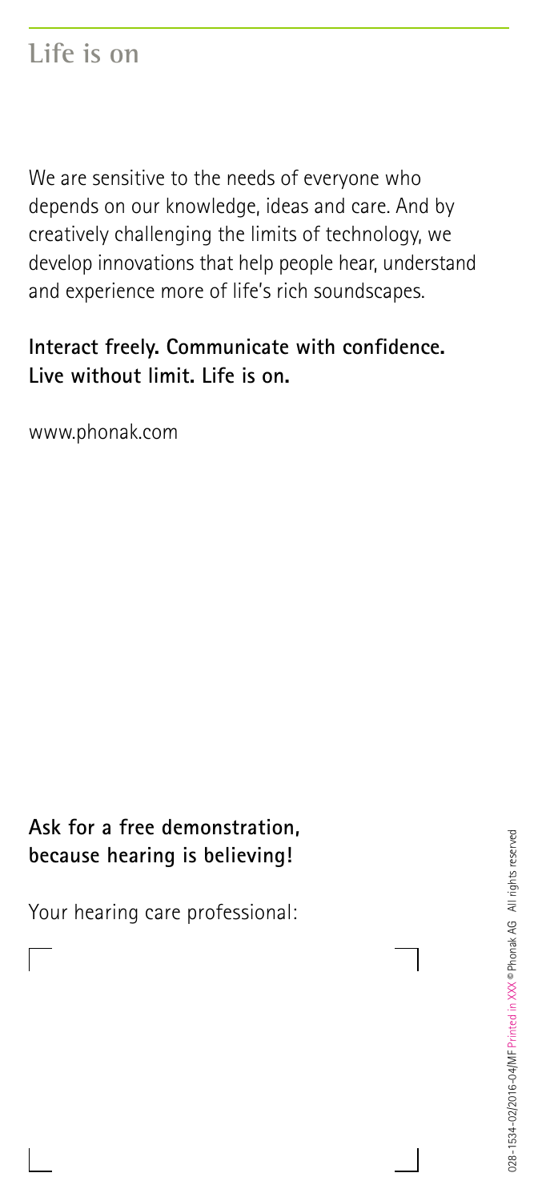## Life is on

We are sensitive to the needs of everyone who depends on our knowledge, ideas and care. And by creatively challenging the limits of technology, we develop innovations that help people hear, understand and experience more of life's rich soundscapes.

**Interact freely. Communicate with confidence. Live without limit. Life is on.**

www.phonak.com

**Ask for a free demonstration, because hearing is believing!**

Your hearing care professional:

028-1534-02/2016-04/MF Printed in XXX © Phonak AG All rights reserved